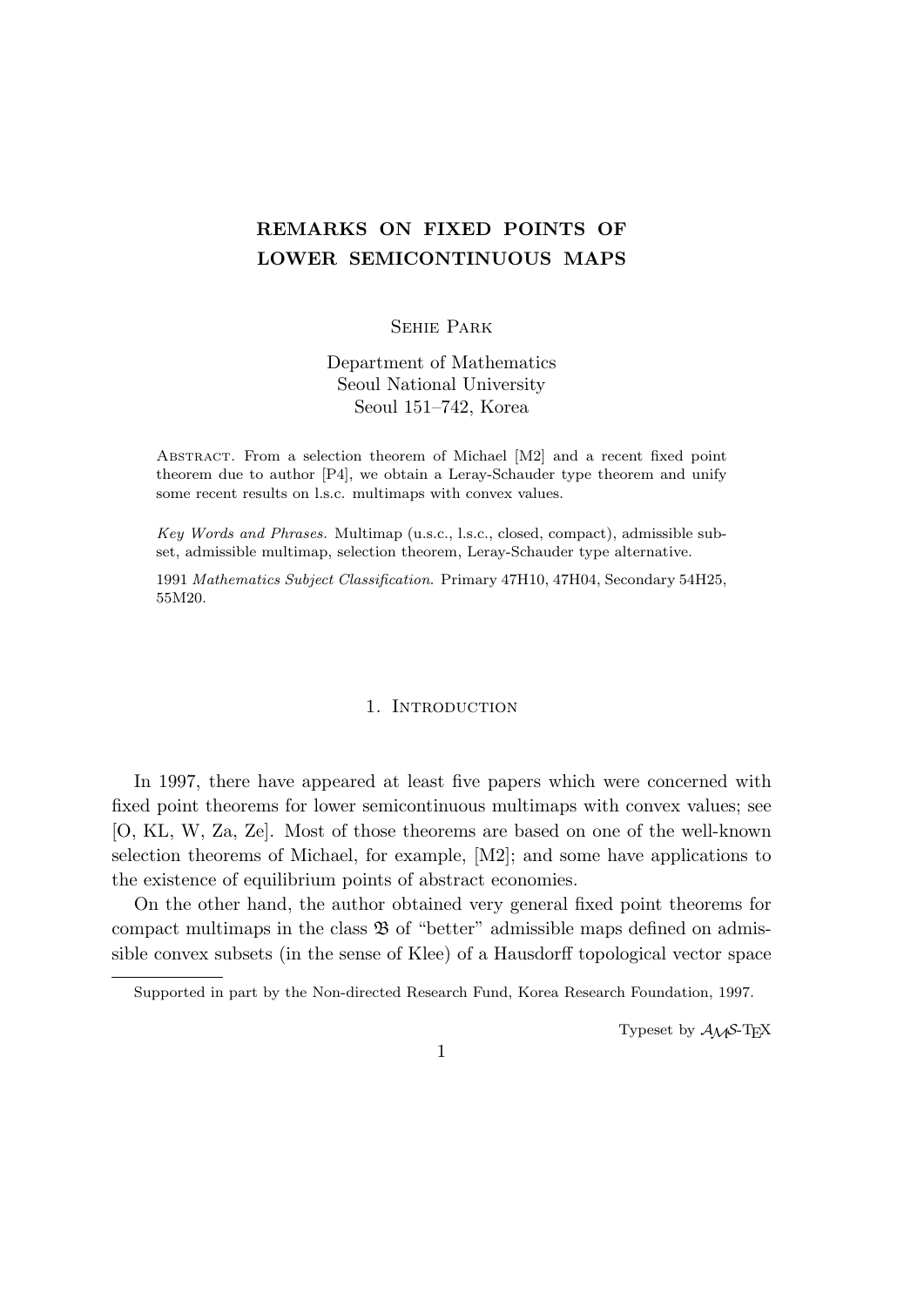# REMARKS ON FIXED POINTS OF LOWER SEMICONTINUOUS MAPS

Sehie Park

Department of Mathematics
Seoul National University
Seoul 151–742, Korea

Abstract. From a selection theorem of Michael [M2] and a recent fixed point theorem due to author [P4], we obtain a Leray-Schauder type theorem and unify some recent results on l.s.c. multimaps with convex values.

*Key Words and Phrases.* Multimap (u.s.c., l.s.c., closed, compact), admissible subset, admissible multimap, selection theorem, Leray-Schauder type alternative.

1991 *Mathematics Subject Classification*. Primary 47H10, 47H04, Secondary 54H25, 55M20.

## 1. Introduction

In 1997, there have appeared at least five papers which were concerned with fixed point theorems for lower semicontinuous multimaps with convex values; see [O, KL, W, Za, Ze]. Most of those theorems are based on one of the well-known selection theorems of Michael, for example, [M2]; and some have applications to the existence of equilibrium points of abstract economies.

On the other hand, the author obtained very general fixed point theorems for compact multimaps in the class $\mathfrak{B}$ of "better" admissible maps defined on admissible convex subsets (in the sense of Klee) of a Hausdorff topological vector space

Supported in part by the Non-directed Research Fund, Korea Research Foundation, 1997.

Typeset by $\mathcal{A}_{\mathcal{M}}\mathcal{S}$-TEX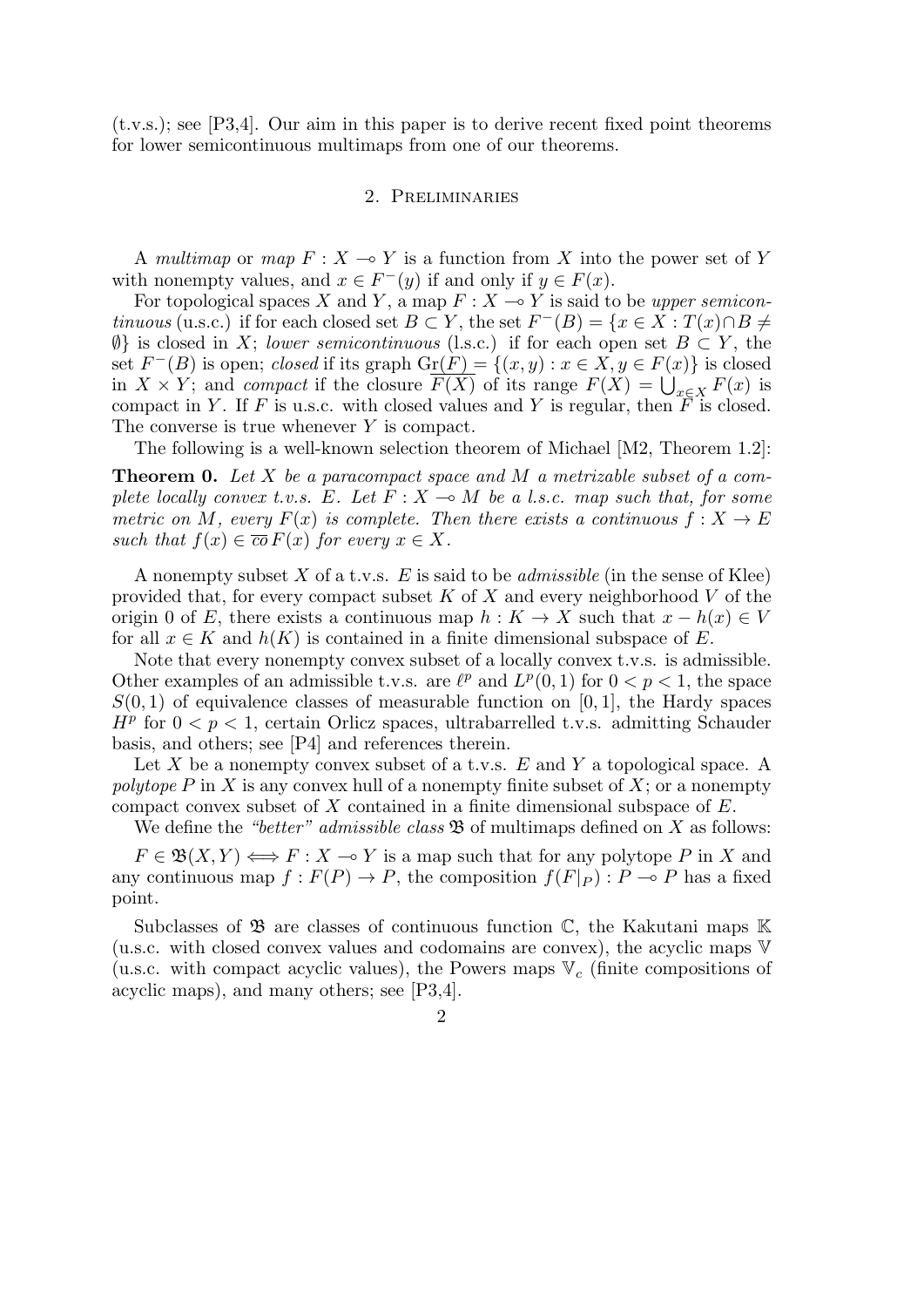(t.v.s.); see [P3,4]. Our aim in this paper is to derive recent fixed point theorems for lower semicontinuous multimaps from one of our theorems.

## 2. Preliminaries

A *multimap* or *map* $F : X \multimap Y$ is a function from $X$ into the power set of $Y$ with nonempty values, and $x \in F^{-}(y)$ if and only if $y \in F(x)$.

For topological spaces $X$ and $Y$, a map $F : X \multimap Y$ is said to be *upper semicontinuous* (u.s.c.) if for each closed set $B \subset Y$, the set $F^{-}(B) = \{x \in X : T(x) \cap B \neq \emptyset\}$ is closed in $X$; *lower semicontinuous* (l.s.c.) if for each open set $B \subset Y$, the set $F^{-}(B)$ is open; *closed* if its graph $\mathrm{Gr}(F) = \{(x, y) : x \in X, y \in F(x)\}$ is closed in $X \times Y$; and *compact* if the closure $\overline{F(X)}$ of its range $F(X) = \bigcup_{x \in X} F(x)$ is compact in $Y$. If $F$ is u.s.c. with closed values and $Y$ is regular, then $F$ is closed. The converse is true whenever $Y$ is compact.

The following is a well-known selection theorem of Michael [M2, Theorem 1.2]:

**Theorem 0.** *Let $X$ be a paracompact space and $M$ a metrizable subset of a complete locally convex t.v.s. $E$. Let $F : X \multimap M$ be a l.s.c. map such that, for some metric on $M$, every $F(x)$ is complete. Then there exists a continuous $f : X \to E$ such that $f(x) \in \overline{co}\, F(x)$ for every $x \in X$.*

A nonempty subset $X$ of a t.v.s. $E$ is said to be *admissible* (in the sense of Klee) provided that, for every compact subset $K$ of $X$ and every neighborhood $V$ of the origin 0 of $E$, there exists a continuous map $h : K \to X$ such that $x - h(x) \in V$ for all $x \in K$ and $h(K)$ is contained in a finite dimensional subspace of $E$.

Note that every nonempty convex subset of a locally convex t.v.s. is admissible. Other examples of an admissible t.v.s. are $\ell^p$ and $L^p(0, 1)$ for $0 < p < 1$, the space $S(0, 1)$ of equivalence classes of measurable function on $[0, 1]$, the Hardy spaces $H^p$ for $0 < p < 1$, certain Orlicz spaces, ultrabarrelled t.v.s. admitting Schauder basis, and others; see [P4] and references therein.

Let $X$ be a nonempty convex subset of a t.v.s. $E$ and $Y$ a topological space. A *polytope* $P$ in $X$ is any convex hull of a nonempty finite subset of $X$; or a nonempty compact convex subset of $X$ contained in a finite dimensional subspace of $E$.

We define the *"better" admissible class* $\mathfrak{B}$ of multimaps defined on $X$ as follows:

$F \in \mathfrak{B}(X, Y) \iff F : X \multimap Y$ is a map such that for any polytope $P$ in $X$ and any continuous map $f : F(P) \to P$, the composition $f(F|_P) : P \multimap P$ has a fixed point.

Subclasses of $\mathfrak{B}$ are classes of continuous function $\mathbb{C}$, the Kakutani maps $\mathbb{K}$ (u.s.c. with closed convex values and codomains are convex), the acyclic maps $\mathbb{V}$ (u.s.c. with compact acyclic values), the Powers maps $\mathbb{V}_c$ (finite compositions of acyclic maps), and many others; see [P3,4].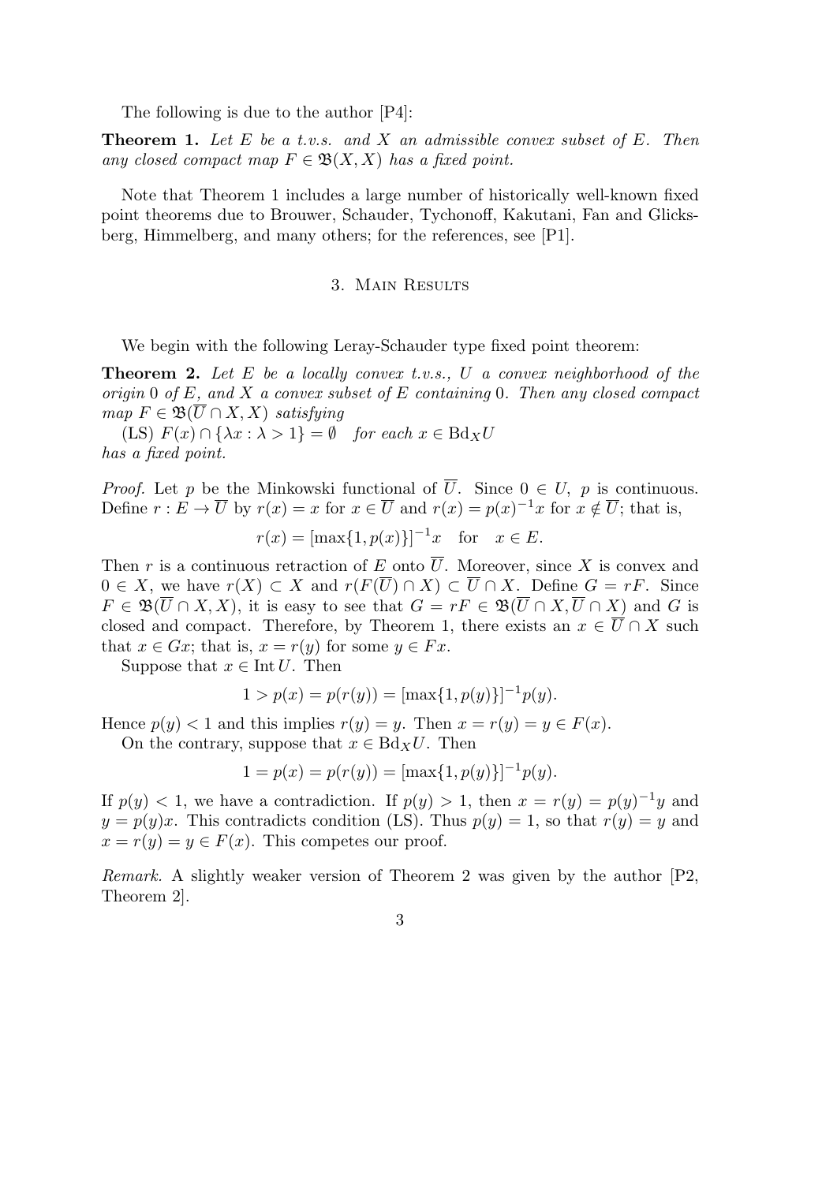The following is due to the author [P4]:

**Theorem 1.** *Let $E$ be a t.v.s. and $X$ an admissible convex subset of $E$. Then any closed compact map $F \in \mathfrak{B}(X, X)$ has a fixed point.*

Note that Theorem 1 includes a large number of historically well-known fixed point theorems due to Brouwer, Schauder, Tychonoff, Kakutani, Fan and Glicksberg, Himmelberg, and many others; for the references, see [P1].

## 3. Main Results

We begin with the following Leray-Schauder type fixed point theorem:

**Theorem 2.** *Let $E$ be a locally convex t.v.s., $U$ a convex neighborhood of the origin $0$ of $E$, and $X$ a convex subset of $E$ containing $0$. Then any closed compact map $F \in \mathfrak{B}(\overline{U} \cap X, X)$ satisfying*

(LS) $F(x) \cap \{\lambda x : \lambda > 1\} = \emptyset$ *for each $x \in \mathrm{Bd}_X U$*

*has a fixed point.*

*Proof.* Let $p$ be the Minkowski functional of $\overline{U}$. Since $0 \in U$, $p$ is continuous. Define $r : E \to \overline{U}$ by $r(x) = x$ for $x \in \overline{U}$ and $r(x) = p(x)^{-1}x$ for $x \notin \overline{U}$; that is,

$$r(x) = [\max\{1, p(x)\}]^{-1}x \quad \text{for} \quad x \in E.$$

Then $r$ is a continuous retraction of $E$ onto $\overline{U}$. Moreover, since $X$ is convex and $0 \in X$, we have $r(X) \subset X$ and $r(F(\overline{U}) \cap X) \subset \overline{U} \cap X$. Define $G = rF$. Since $F \in \mathfrak{B}(\overline{U} \cap X, X)$, it is easy to see that $G = rF \in \mathfrak{B}(\overline{U} \cap X, \overline{U} \cap X)$ and $G$ is closed and compact. Therefore, by Theorem 1, there exists an $x \in \overline{U} \cap X$ such that $x \in Gx$; that is, $x = r(y)$ for some $y \in Fx$.

Suppose that $x \in \mathrm{Int}\, U$. Then

$$1 > p(x) = p(r(y)) = [\max\{1, p(y)\}]^{-1}p(y).$$

Hence $p(y) < 1$ and this implies $r(y) = y$. Then $x = r(y) = y \in F(x)$.

On the contrary, suppose that $x \in \mathrm{Bd}_X U$. Then

$$1 = p(x) = p(r(y)) = [\max\{1, p(y)\}]^{-1}p(y).$$

If $p(y) < 1$, we have a contradiction. If $p(y) > 1$, then $x = r(y) = p(y)^{-1}y$ and $y = p(y)x$. This contradicts condition (LS). Thus $p(y) = 1$, so that $r(y) = y$ and $x = r(y) = y \in F(x)$. This competes our proof.

*Remark.* A slightly weaker version of Theorem 2 was given by the author [P2, Theorem 2].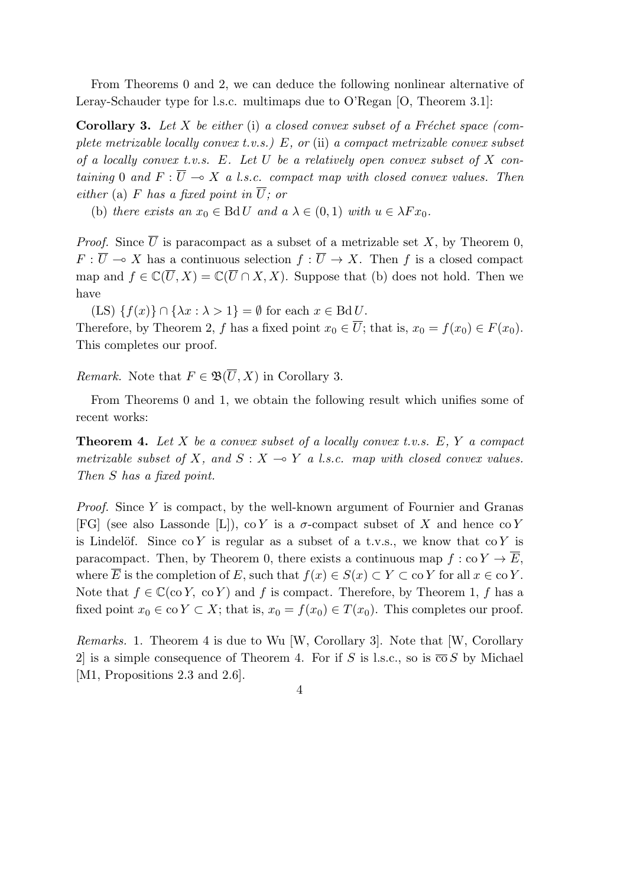From Theorems 0 and 2, we can deduce the following nonlinear alternative of Leray-Schauder type for l.s.c. multimaps due to O'Regan [O, Theorem 3.1]:

**Corollary 3.** *Let $X$ be either* (i) *a closed convex subset of a Fréchet space (complete metrizable locally convex t.v.s.) $E$, or* (ii) *a compact metrizable convex subset of a locally convex t.v.s. $E$. Let $U$ be a relatively open convex subset of $X$ containing* 0 *and $F : \overline{U} \multimap X$ a l.s.c. compact map with closed convex values. Then either* (a) *$F$ has a fixed point in $\overline{U}$; or*

(b) *there exists an $x_0 \in \mathrm{Bd}\, U$ and a $\lambda \in (0,1)$ with $u \in \lambda F x_0$.*

*Proof.* Since $\overline{U}$ is paracompact as a subset of a metrizable set $X$, by Theorem 0, $F : \overline{U} \multimap X$ has a continuous selection $f : \overline{U} \to X$. Then $f$ is a closed compact map and $f \in \mathbb{C}(\overline{U}, X) = \mathbb{C}(\overline{U} \cap X, X)$. Suppose that (b) does not hold. Then we have

(LS) $\{f(x)\} \cap \{\lambda x : \lambda > 1\} = \emptyset$ for each $x \in \mathrm{Bd}\, U$.

Therefore, by Theorem 2, $f$ has a fixed point $x_0 \in \overline{U}$; that is, $x_0 = f(x_0) \in F(x_0)$. This completes our proof.

*Remark.* Note that $F \in \mathfrak{B}(\overline{U}, X)$ in Corollary 3.

From Theorems 0 and 1, we obtain the following result which unifies some of recent works:

**Theorem 4.** *Let $X$ be a convex subset of a locally convex t.v.s. $E$, $Y$ a compact metrizable subset of $X$, and $S : X \multimap Y$ a l.s.c. map with closed convex values. Then $S$ has a fixed point.*

*Proof.* Since $Y$ is compact, by the well-known argument of Fournier and Granas [FG] (see also Lassonde [L]), $\mathrm{co}\, Y$ is a $\sigma$-compact subset of $X$ and hence $\mathrm{co}\, Y$ is Lindelöf. Since $\mathrm{co}\, Y$ is regular as a subset of a t.v.s., we know that $\mathrm{co}\, Y$ is paracompact. Then, by Theorem 0, there exists a continuous map $f : \mathrm{co}\, Y \to \overline{E}$, where $\overline{E}$ is the completion of $E$, such that $f(x) \in S(x) \subset Y \subset \mathrm{co}\, Y$ for all $x \in \mathrm{co}\, Y$. Note that $f \in \mathbb{C}(\mathrm{co}\, Y,\ \mathrm{co}\, Y)$ and $f$ is compact. Therefore, by Theorem 1, $f$ has a fixed point $x_0 \in \mathrm{co}\, Y \subset X$; that is, $x_0 = f(x_0) \in T(x_0)$. This completes our proof.

*Remarks.* 1. Theorem 4 is due to Wu [W, Corollary 3]. Note that [W, Corollary 2] is a simple consequence of Theorem 4. For if $S$ is l.s.c., so is $\overline{\mathrm{co}}\, S$ by Michael [M1, Propositions 2.3 and 2.6].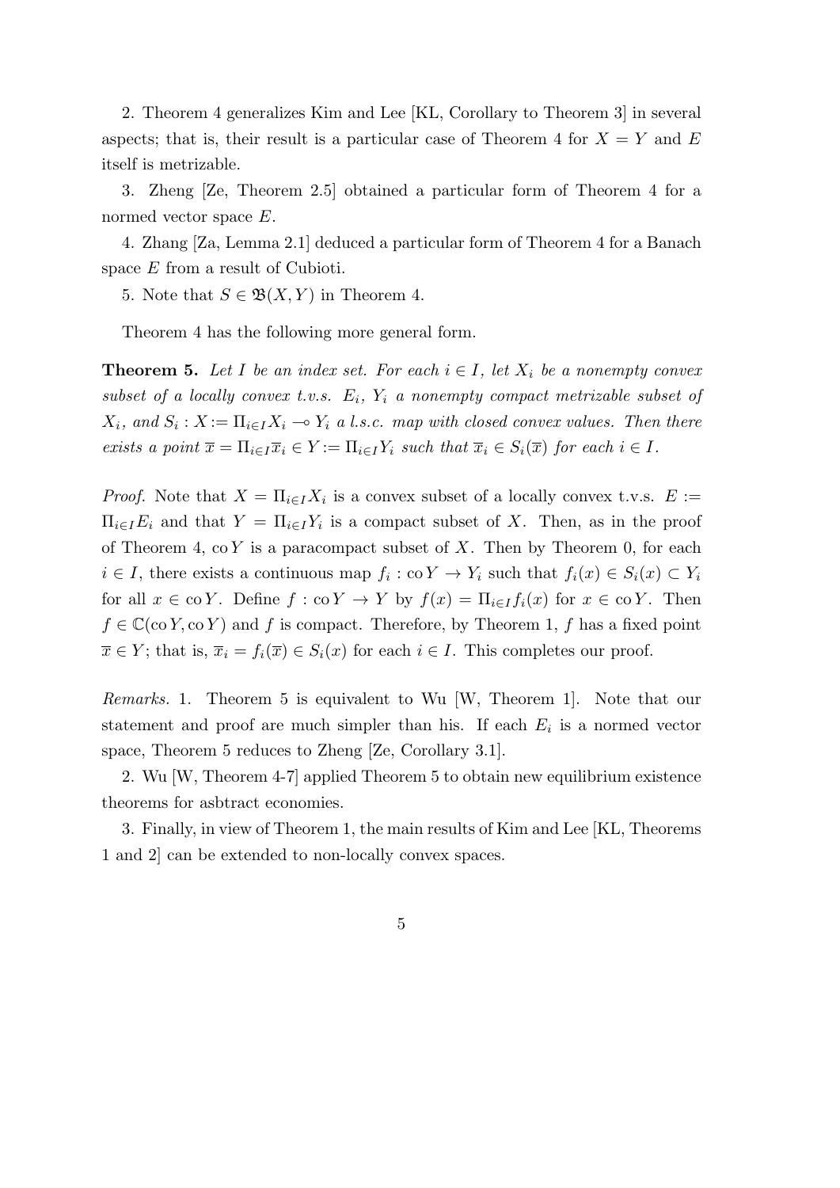2. Theorem 4 generalizes Kim and Lee [KL, Corollary to Theorem 3] in several aspects; that is, their result is a particular case of Theorem 4 for $X = Y$ and $E$ itself is metrizable.

3. Zheng [Ze, Theorem 2.5] obtained a particular form of Theorem 4 for a normed vector space $E$.

4. Zhang [Za, Lemma 2.1] deduced a particular form of Theorem 4 for a Banach space $E$ from a result of Cubioti.

5. Note that $S \in \mathfrak{B}(X, Y)$ in Theorem 4.

Theorem 4 has the following more general form.

**Theorem 5.** *Let $I$ be an index set. For each $i \in I$, let $X_i$ be a nonempty convex subset of a locally convex t.v.s. $E_i$, $Y_i$ a nonempty compact metrizable subset of $X_i$, and $S_i : X := \Pi_{i \in I} X_i \multimap Y_i$ a l.s.c. map with closed convex values. Then there exists a point $\overline{x} = \Pi_{i \in I} \overline{x}_i \in Y := \Pi_{i \in I} Y_i$ such that $\overline{x}_i \in S_i(\overline{x})$ for each $i \in I$.*

*Proof.* Note that $X = \Pi_{i \in I} X_i$ is a convex subset of a locally convex t.v.s. $E := \Pi_{i \in I} E_i$ and that $Y = \Pi_{i \in I} Y_i$ is a compact subset of $X$. Then, as in the proof of Theorem 4, $\mathrm{co}\, Y$ is a paracompact subset of $X$. Then by Theorem 0, for each $i \in I$, there exists a continuous map $f_i : \mathrm{co}\, Y \to Y_i$ such that $f_i(x) \in S_i(x) \subset Y_i$ for all $x \in \mathrm{co}\, Y$. Define $f : \mathrm{co}\, Y \to Y$ by $f(x) = \Pi_{i \in I} f_i(x)$ for $x \in \mathrm{co}\, Y$. Then $f \in \mathbb{C}(\mathrm{co}\, Y, \mathrm{co}\, Y)$ and $f$ is compact. Therefore, by Theorem 1, $f$ has a fixed point $\overline{x} \in Y$; that is, $\overline{x}_i = f_i(\overline{x}) \in S_i(x)$ for each $i \in I$. This completes our proof.

*Remarks.* 1. Theorem 5 is equivalent to Wu [W, Theorem 1]. Note that our statement and proof are much simpler than his. If each $E_i$ is a normed vector space, Theorem 5 reduces to Zheng [Ze, Corollary 3.1].

2. Wu [W, Theorem 4-7] applied Theorem 5 to obtain new equilibrium existence theorems for asbtract economies.

3. Finally, in view of Theorem 1, the main results of Kim and Lee [KL, Theorems 1 and 2] can be extended to non-locally convex spaces.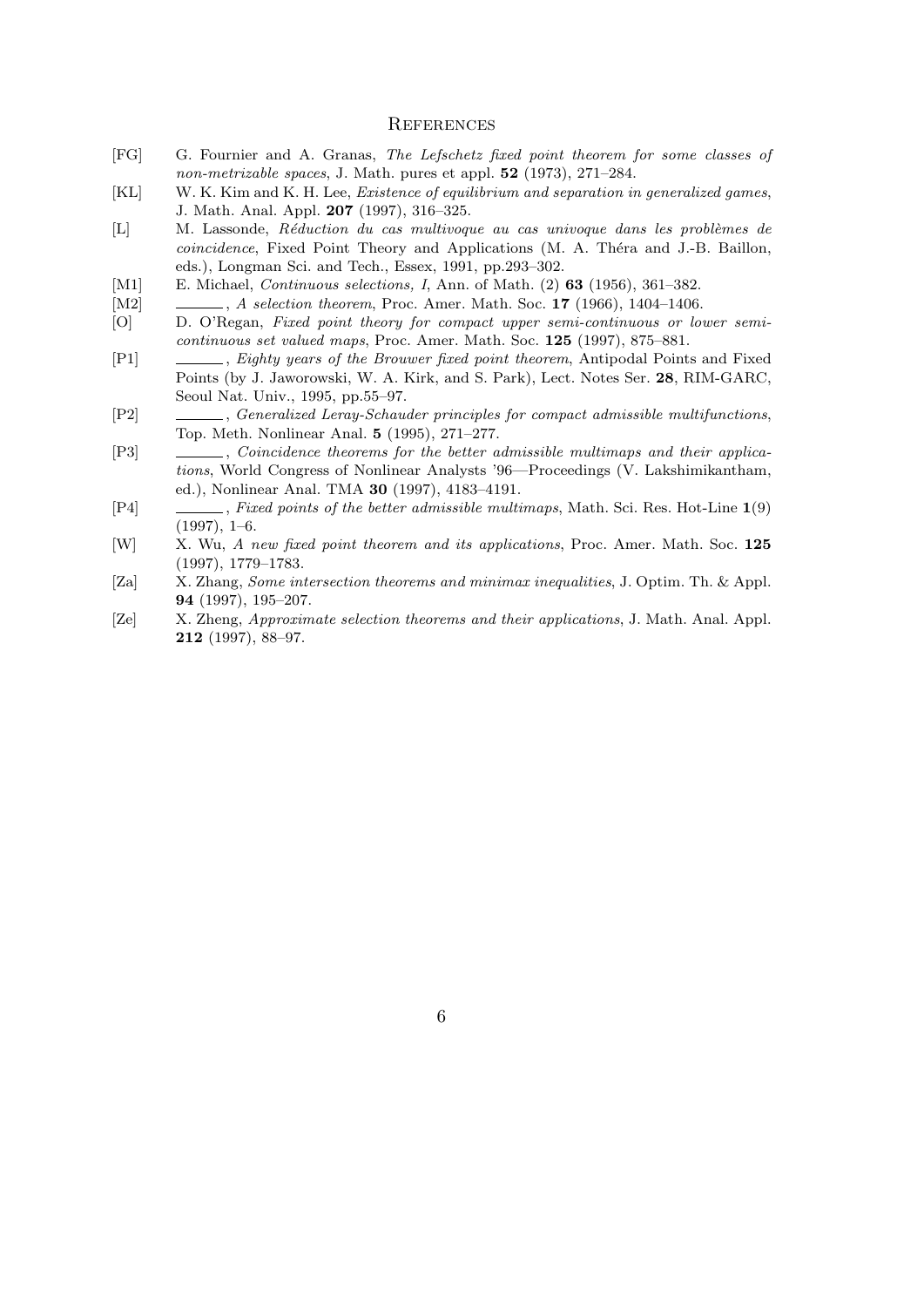## References

- [FG] G. Fournier and A. Granas, *The Lefschetz fixed point theorem for some classes of non-metrizable spaces*, J. Math. pures et appl. **52** (1973), 271–284.
- [KL] W. K. Kim and K. H. Lee, *Existence of equilibrium and separation in generalized games*, J. Math. Anal. Appl. **207** (1997), 316–325.
- [L] M. Lassonde, *Réduction du cas multivoque au cas univoque dans les problèmes de coincidence*, Fixed Point Theory and Applications (M. A. Théra and J.-B. Baillon, eds.), Longman Sci. and Tech., Essex, 1991, pp.293–302.
- [M1] E. Michael, *Continuous selections, I*, Ann. of Math. (2) **63** (1956), 361–382.
- [M2] ———, *A selection theorem*, Proc. Amer. Math. Soc. **17** (1966), 1404–1406.
- [O] D. O'Regan, *Fixed point theory for compact upper semi-continuous or lower semi-continuous set valued maps*, Proc. Amer. Math. Soc. **125** (1997), 875–881.
- [P1] ———, *Eighty years of the Brouwer fixed point theorem*, Antipodal Points and Fixed Points (by J. Jaworowski, W. A. Kirk, and S. Park), Lect. Notes Ser. **28**, RIM-GARC, Seoul Nat. Univ., 1995, pp.55–97.
- [P2] ———, *Generalized Leray-Schauder principles for compact admissible multifunctions*, Top. Meth. Nonlinear Anal. **5** (1995), 271–277.
- [P3] ———, *Coincidence theorems for the better admissible multimaps and their applications*, World Congress of Nonlinear Analysts '96—Proceedings (V. Lakshimikantham, ed.), Nonlinear Anal. TMA **30** (1997), 4183–4191.
- [P4] ———, *Fixed points of the better admissible multimaps*, Math. Sci. Res. Hot-Line **1**(9) (1997), 1–6.
- [W] X. Wu, *A new fixed point theorem and its applications*, Proc. Amer. Math. Soc. **125** (1997), 1779–1783.
- [Za] X. Zhang, *Some intersection theorems and minimax inequalities*, J. Optim. Th. & Appl. **94** (1997), 195–207.
- [Ze] X. Zheng, *Approximate selection theorems and their applications*, J. Math. Anal. Appl. **212** (1997), 88–97.